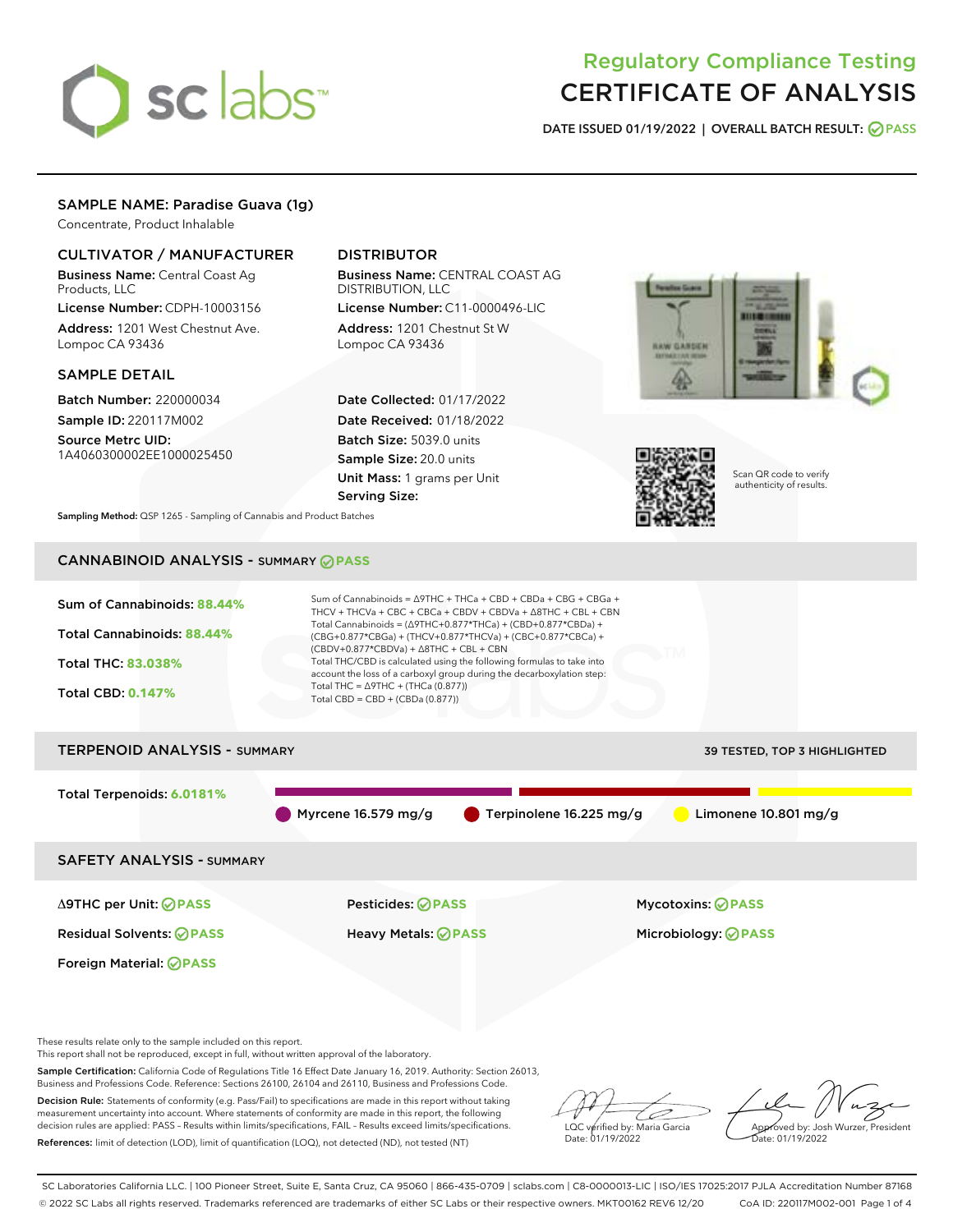# Regulatory Compliance Testing
# CERTIFICATE OF ANALYSIS

**DATE ISSUED 01/19/2022 | OVERALL BATCH RESULT: PASS**

## SAMPLE NAME: Paradise Guava (1g)

Concentrate, Product Inhalable

### CULTIVATOR / MANUFACTURER

**Business Name:** Central Coast Ag Products, LLC

**License Number:** CDPH-10003156

**Address:** 1201 West Chestnut Ave. Lompoc CA 93436

### DISTRIBUTOR

**Business Name:** CENTRAL COAST AG DISTRIBUTION, LLC

**License Number:** C11-0000496-LIC

**Address:** 1201 Chestnut St W Lompoc CA 93436

### SAMPLE DETAIL

**Batch Number:** 220000034

**Sample ID:** 220117M002

**Source Metrc UID:** 1A4060300002EE1000025450

**Date Collected:** 01/17/2022

**Date Received:** 01/18/2022

**Batch Size:** 5039.0 units

**Sample Size:** 20.0 units

**Unit Mass:** 1 grams per Unit

**Serving Size:**

Scan QR code to verify authenticity of results.

**Sampling Method:** QSP 1265 - Sampling of Cannabis and Product Batches

## CANNABINOID ANALYSIS - SUMMARY PASS

**Sum of Cannabinoids:** 88.44%

**Total Cannabinoids:** 88.44%

**Total THC:** 83.038%

**Total CBD:** 0.147%

Sum of Cannabinoids = Δ9THC + THCa + CBD + CBDa + CBG + CBGa + THCV + THCVa + CBC + CBCa + CBDV + CBDVa + Δ8THC + CBL + CBN

Total Cannabinoids = (Δ9THC+0.877*THCa) + (CBD+0.877*CBDa) + (CBG+0.877*CBGa) + (THCV+0.877*THCVa) + (CBC+0.877*CBCa) + (CBDV+0.877*CBDVa) + Δ8THC + CBL + CBN

Total THC/CBD is calculated using the following formulas to take into account the loss of a carboxyl group during the decarboxylation step:

Total THC = Δ9THC + (THCa (0.877))

Total CBD = CBD + (CBDa (0.877))

## TERPENOID ANALYSIS - SUMMARY

39 TESTED, TOP 3 HIGHLIGHTED

**Total Terpenoids:** 6.0181%

Myrcene 16.579 mg/g | Terpinolene 16.225 mg/g | Limonene 10.801 mg/g

## SAFETY ANALYSIS - SUMMARY

| | | |
|---|---|---|
| Δ9THC per Unit: PASS | Pesticides: PASS | Mycotoxins: PASS |
| Residual Solvents: PASS | Heavy Metals: PASS | Microbiology: PASS |
| Foreign Material: PASS | | |

These results relate only to the sample included on this report.
This report shall not be reproduced, except in full, without written approval of the laboratory.

**Sample Certification:** California Code of Regulations Title 16 Effect Date January 16, 2019. Authority: Section 26013, Business and Professions Code. Reference: Sections 26100, 26104 and 26110, Business and Professions Code.

**Decision Rule:** Statements of conformity (e.g. Pass/Fail) to specifications are made in this report without taking measurement uncertainty into account. Where statements of conformity are made in this report, the following decision rules are applied: PASS – Results within limits/specifications, FAIL – Results exceed limits/specifications.

**References:** limit of detection (LOD), limit of quantification (LOQ), not detected (ND), not tested (NT)

LQC verified by: Maria Garcia
Date: 01/19/2022

Approved by: Josh Wurzer, President
Date: 01/19/2022

SC Laboratories California LLC. | 100 Pioneer Street, Suite E, Santa Cruz, CA 95060 | 866-435-0709 | sclabs.com | C8-0000013-LIC | ISO/IES 17025:2017 PJLA Accreditation Number 87168
© 2022 SC Labs all rights reserved. Trademarks referenced are trademarks of either SC Labs or their respective owners. MKT00162 REV6 12/20 CoA ID: 220117M002-001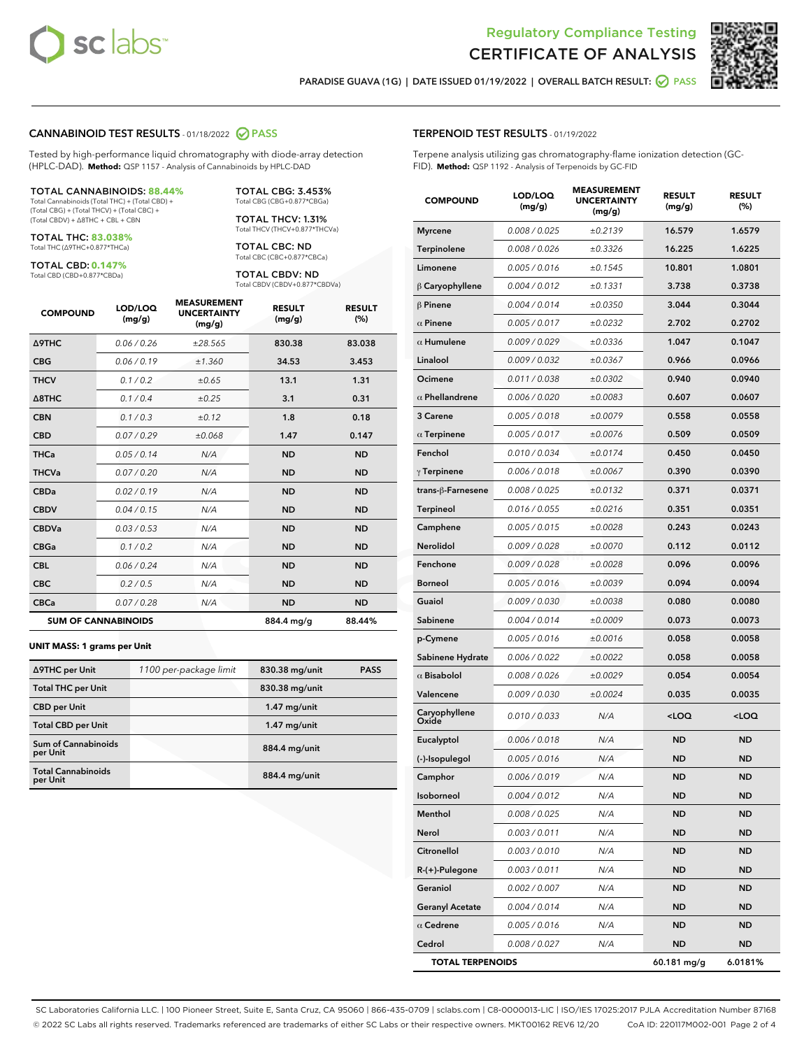Regulatory Compliance Testing

# CERTIFICATE OF ANALYSIS

PARADISE GUAVA (1G) | DATE ISSUED 01/19/2022 | OVERALL BATCH RESULT: PASS

## CANNABINOID TEST RESULTS - 01/18/2022 PASS

Tested by high-performance liquid chromatography with diode-array detection (HPLC-DAD). **Method:** QSP 1157 - Analysis of Cannabinoids by HPLC-DAD

**TOTAL CANNABINOIDS: 88.44%**
Total Cannabinoids (Total THC) + (Total CBD) + (Total CBG) + (Total THCV) + (Total CBC) + (Total CBDV) + Δ8THC + CBL + CBN

**TOTAL THC: 83.038%**
Total THC (Δ9THC+0.877*THCa)

**TOTAL CBD: 0.147%**
Total CBD (CBD+0.877*CBDa)

**TOTAL CBG: 3.453%**
Total CBG (CBG+0.877*CBGa)

**TOTAL THCV: 1.31%**
Total THCV (THCV+0.877*THCVa)

**TOTAL CBC: ND**
Total CBC (CBC+0.877*CBCa)

**TOTAL CBDV: ND**
Total CBDV (CBDV+0.877*CBDVa)

| COMPOUND | LOD/LOQ (mg/g) | MEASUREMENT UNCERTAINTY (mg/g) | RESULT (mg/g) | RESULT (%) |
|---|---|---|---|---|
| Δ9THC | 0.06 / 0.26 | ±28.565 | 830.38 | 83.038 |
| CBG | 0.06 / 0.19 | ±1.360 | 34.53 | 3.453 |
| THCV | 0.1 / 0.2 | ±0.65 | 13.1 | 1.31 |
| Δ8THC | 0.1 / 0.4 | ±0.25 | 3.1 | 0.31 |
| CBN | 0.1 / 0.3 | ±0.12 | 1.8 | 0.18 |
| CBD | 0.07 / 0.29 | ±0.068 | 1.47 | 0.147 |
| THCa | 0.05 / 0.14 | N/A | ND | ND |
| THCVa | 0.07 / 0.20 | N/A | ND | ND |
| CBDa | 0.02 / 0.19 | N/A | ND | ND |
| CBDV | 0.04 / 0.15 | N/A | ND | ND |
| CBDVa | 0.03 / 0.53 | N/A | ND | ND |
| CBGa | 0.1 / 0.2 | N/A | ND | ND |
| CBL | 0.06 / 0.24 | N/A | ND | ND |
| CBC | 0.2 / 0.5 | N/A | ND | ND |
| CBCa | 0.07 / 0.28 | N/A | ND | ND |
| **SUM OF CANNABINOIDS** | | | 884.4 mg/g | 88.44% |

**UNIT MASS: 1 grams per Unit**

| | | | |
|---|---|---|---|
| Δ9THC per Unit | 1100 per-package limit | 830.38 mg/unit | PASS |
| Total THC per Unit | | 830.38 mg/unit | |
| CBD per Unit | | 1.47 mg/unit | |
| Total CBD per Unit | | 1.47 mg/unit | |
| Sum of Cannabinoids per Unit | | 884.4 mg/unit | |
| Total Cannabinoids per Unit | | 884.4 mg/unit | |

## TERPENOID TEST RESULTS - 01/19/2022

Terpene analysis utilizing gas chromatography-flame ionization detection (GC-FID). **Method:** QSP 1192 - Analysis of Terpenoids by GC-FID

| COMPOUND | LOD/LOQ (mg/g) | MEASUREMENT UNCERTAINTY (mg/g) | RESULT (mg/g) | RESULT (%) |
|---|---|---|---|---|
| Myrcene | 0.008 / 0.025 | ±0.2139 | 16.579 | 1.6579 |
| Terpinolene | 0.008 / 0.026 | ±0.3326 | 16.225 | 1.6225 |
| Limonene | 0.005 / 0.016 | ±0.1545 | 10.801 | 1.0801 |
| β Caryophyllene | 0.004 / 0.012 | ±0.1331 | 3.738 | 0.3738 |
| β Pinene | 0.004 / 0.014 | ±0.0350 | 3.044 | 0.3044 |
| α Pinene | 0.005 / 0.017 | ±0.0232 | 2.702 | 0.2702 |
| α Humulene | 0.009 / 0.029 | ±0.0336 | 1.047 | 0.1047 |
| Linalool | 0.009 / 0.032 | ±0.0367 | 0.966 | 0.0966 |
| Ocimene | 0.011 / 0.038 | ±0.0302 | 0.940 | 0.0940 |
| α Phellandrene | 0.006 / 0.020 | ±0.0083 | 0.607 | 0.0607 |
| 3 Carene | 0.005 / 0.018 | ±0.0079 | 0.558 | 0.0558 |
| α Terpinene | 0.005 / 0.017 | ±0.0076 | 0.509 | 0.0509 |
| Fenchol | 0.010 / 0.034 | ±0.0174 | 0.450 | 0.0450 |
| γ Terpinene | 0.006 / 0.018 | ±0.0067 | 0.390 | 0.0390 |
| trans-β-Farnesene | 0.008 / 0.025 | ±0.0132 | 0.371 | 0.0371 |
| Terpineol | 0.016 / 0.055 | ±0.0216 | 0.351 | 0.0351 |
| Camphene | 0.005 / 0.015 | ±0.0028 | 0.243 | 0.0243 |
| Nerolidol | 0.009 / 0.028 | ±0.0070 | 0.112 | 0.0112 |
| Fenchone | 0.009 / 0.028 | ±0.0028 | 0.096 | 0.0096 |
| Borneol | 0.005 / 0.016 | ±0.0039 | 0.094 | 0.0094 |
| Guaiol | 0.009 / 0.030 | ±0.0038 | 0.080 | 0.0080 |
| Sabinene | 0.004 / 0.014 | ±0.0009 | 0.073 | 0.0073 |
| p-Cymene | 0.005 / 0.016 | ±0.0016 | 0.058 | 0.0058 |
| Sabinene Hydrate | 0.006 / 0.022 | ±0.0022 | 0.058 | 0.0058 |
| α Bisabolol | 0.008 / 0.026 | ±0.0029 | 0.054 | 0.0054 |
| Valencene | 0.009 / 0.030 | ±0.0024 | 0.035 | 0.0035 |
| Caryophyllene Oxide | 0.010 / 0.033 | N/A | <LOQ | <LOQ |
| Eucalyptol | 0.006 / 0.018 | N/A | ND | ND |
| (-)-Isopulegol | 0.005 / 0.016 | N/A | ND | ND |
| Camphor | 0.006 / 0.019 | N/A | ND | ND |
| Isoborneol | 0.004 / 0.012 | N/A | ND | ND |
| Menthol | 0.008 / 0.025 | N/A | ND | ND |
| Nerol | 0.003 / 0.011 | N/A | ND | ND |
| Citronellol | 0.003 / 0.010 | N/A | ND | ND |
| R-(+)-Pulegone | 0.003 / 0.011 | N/A | ND | ND |
| Geraniol | 0.002 / 0.007 | N/A | ND | ND |
| Geranyl Acetate | 0.004 / 0.014 | N/A | ND | ND |
| α Cedrene | 0.005 / 0.016 | N/A | ND | ND |
| Cedrol | 0.008 / 0.027 | N/A | ND | ND |
| **TOTAL TERPENOIDS** | | | 60.181 mg/g | 6.0181% |

SC Laboratories California LLC. | 100 Pioneer Street, Suite E, Santa Cruz, CA 95060 | 866-435-0709 | sclabs.com | C8-0000013-LIC | ISO/IES 17025:2017 PJLA Accreditation Number 87168
© 2022 SC Labs all rights reserved. Trademarks referenced are trademarks of either SC Labs or their respective owners. MKT00162 REV6 12/20 CoA ID: 220117M002-001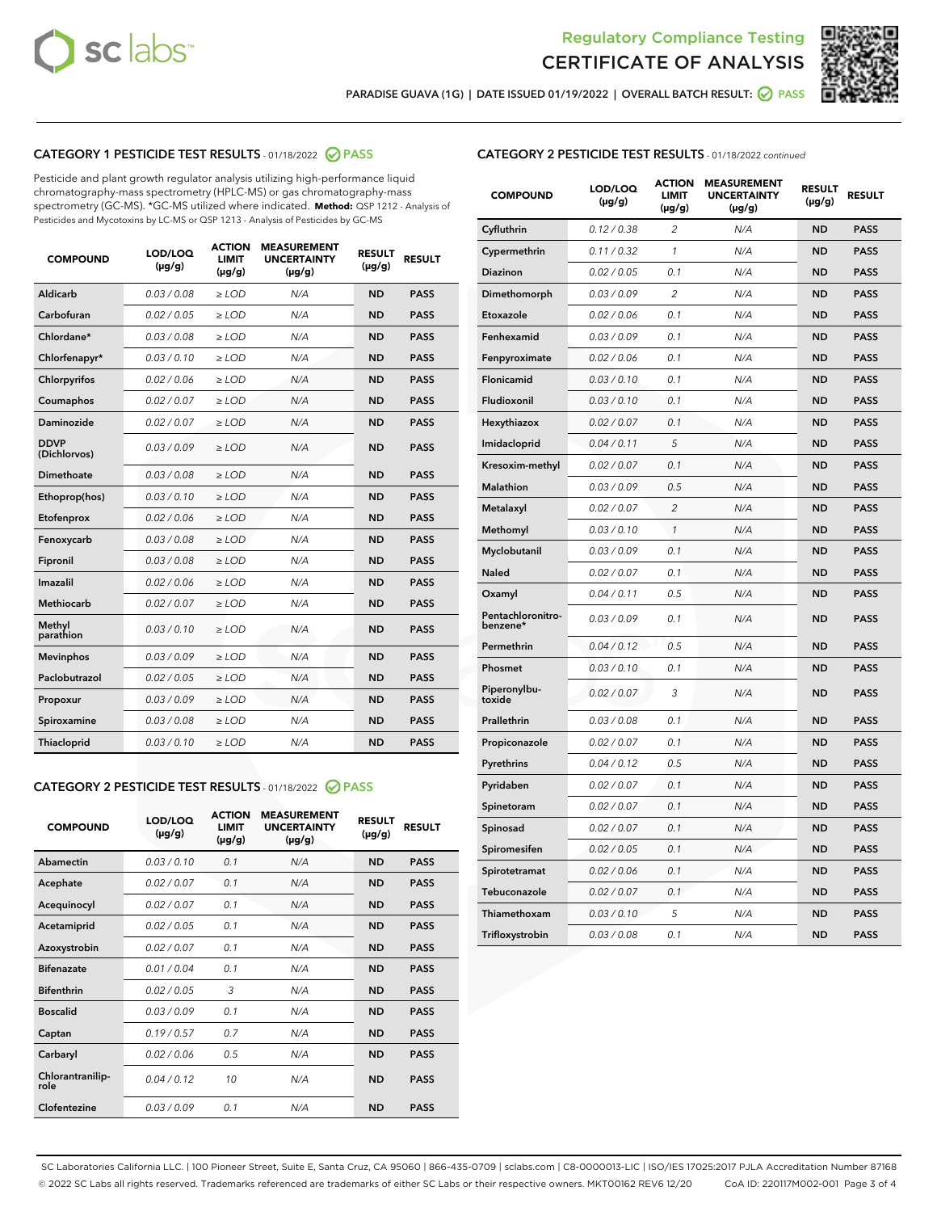## Regulatory Compliance Testing
# CERTIFICATE OF ANALYSIS

PARADISE GUAVA (1G) | DATE ISSUED 01/19/2022 | OVERALL BATCH RESULT: PASS

### CATEGORY 1 PESTICIDE TEST RESULTS - 01/18/2022 PASS

Pesticide and plant growth regulator analysis utilizing high-performance liquid chromatography-mass spectrometry (HPLC-MS) or gas chromatography-mass spectrometry (GC-MS). *GC-MS utilized where indicated. **Method:** QSP 1212 - Analysis of Pesticides and Mycotoxins by LC-MS or QSP 1213 - Analysis of Pesticides by GC-MS

| COMPOUND | LOD/LOQ (µg/g) | ACTION LIMIT (µg/g) | MEASUREMENT UNCERTAINTY (µg/g) | RESULT (µg/g) | RESULT |
|---|---|---|---|---|---|
| Aldicarb | 0.03 / 0.08 | ≥ LOD | N/A | ND | PASS |
| Carbofuran | 0.02 / 0.05 | ≥ LOD | N/A | ND | PASS |
| Chlordane* | 0.03 / 0.08 | ≥ LOD | N/A | ND | PASS |
| Chlorfenapyr* | 0.03 / 0.10 | ≥ LOD | N/A | ND | PASS |
| Chlorpyrifos | 0.02 / 0.06 | ≥ LOD | N/A | ND | PASS |
| Coumaphos | 0.02 / 0.07 | ≥ LOD | N/A | ND | PASS |
| Daminozide | 0.02 / 0.07 | ≥ LOD | N/A | ND | PASS |
| DDVP (Dichlorvos) | 0.03 / 0.09 | ≥ LOD | N/A | ND | PASS |
| Dimethoate | 0.03 / 0.08 | ≥ LOD | N/A | ND | PASS |
| Ethoprop(hos) | 0.03 / 0.10 | ≥ LOD | N/A | ND | PASS |
| Etofenprox | 0.02 / 0.06 | ≥ LOD | N/A | ND | PASS |
| Fenoxycarb | 0.03 / 0.08 | ≥ LOD | N/A | ND | PASS |
| Fipronil | 0.03 / 0.08 | ≥ LOD | N/A | ND | PASS |
| Imazalil | 0.02 / 0.06 | ≥ LOD | N/A | ND | PASS |
| Methiocarb | 0.02 / 0.07 | ≥ LOD | N/A | ND | PASS |
| Methyl parathion | 0.03 / 0.10 | ≥ LOD | N/A | ND | PASS |
| Mevinphos | 0.03 / 0.09 | ≥ LOD | N/A | ND | PASS |
| Paclobutrazol | 0.02 / 0.05 | ≥ LOD | N/A | ND | PASS |
| Propoxur | 0.03 / 0.09 | ≥ LOD | N/A | ND | PASS |
| Spiroxamine | 0.03 / 0.08 | ≥ LOD | N/A | ND | PASS |
| Thiacloprid | 0.03 / 0.10 | ≥ LOD | N/A | ND | PASS |

### CATEGORY 2 PESTICIDE TEST RESULTS - 01/18/2022 PASS

| COMPOUND | LOD/LOQ (µg/g) | ACTION LIMIT (µg/g) | MEASUREMENT UNCERTAINTY (µg/g) | RESULT (µg/g) | RESULT |
|---|---|---|---|---|---|
| Abamectin | 0.03 / 0.10 | 0.1 | N/A | ND | PASS |
| Acephate | 0.02 / 0.07 | 0.1 | N/A | ND | PASS |
| Acequinocyl | 0.02 / 0.07 | 0.1 | N/A | ND | PASS |
| Acetamiprid | 0.02 / 0.05 | 0.1 | N/A | ND | PASS |
| Azoxystrobin | 0.02 / 0.07 | 0.1 | N/A | ND | PASS |
| Bifenazate | 0.01 / 0.04 | 0.1 | N/A | ND | PASS |
| Bifenthrin | 0.02 / 0.05 | 3 | N/A | ND | PASS |
| Boscalid | 0.03 / 0.09 | 0.1 | N/A | ND | PASS |
| Captan | 0.19 / 0.57 | 0.7 | N/A | ND | PASS |
| Carbaryl | 0.02 / 0.06 | 0.5 | N/A | ND | PASS |
| Chlorantraniliprole | 0.04 / 0.12 | 10 | N/A | ND | PASS |
| Clofentezine | 0.03 / 0.09 | 0.1 | N/A | ND | PASS |
| Cyfluthrin | 0.12 / 0.38 | 2 | N/A | ND | PASS |
| Cypermethrin | 0.11 / 0.32 | 1 | N/A | ND | PASS |
| Diazinon | 0.02 / 0.05 | 0.1 | N/A | ND | PASS |
| Dimethomorph | 0.03 / 0.09 | 2 | N/A | ND | PASS |
| Etoxazole | 0.02 / 0.06 | 0.1 | N/A | ND | PASS |
| Fenhexamid | 0.03 / 0.09 | 0.1 | N/A | ND | PASS |
| Fenpyroximate | 0.02 / 0.06 | 0.1 | N/A | ND | PASS |
| Flonicamid | 0.03 / 0.10 | 0.1 | N/A | ND | PASS |
| Fludioxonil | 0.03 / 0.10 | 0.1 | N/A | ND | PASS |
| Hexythiazox | 0.02 / 0.07 | 0.1 | N/A | ND | PASS |
| Imidacloprid | 0.04 / 0.11 | 5 | N/A | ND | PASS |
| Kresoxim-methyl | 0.02 / 0.07 | 0.1 | N/A | ND | PASS |
| Malathion | 0.03 / 0.09 | 0.5 | N/A | ND | PASS |
| Metalaxyl | 0.02 / 0.07 | 2 | N/A | ND | PASS |
| Methomyl | 0.03 / 0.10 | 1 | N/A | ND | PASS |
| Myclobutanil | 0.03 / 0.09 | 0.1 | N/A | ND | PASS |
| Naled | 0.02 / 0.07 | 0.1 | N/A | ND | PASS |
| Oxamyl | 0.04 / 0.11 | 0.5 | N/A | ND | PASS |
| Pentachloronitrobenzene* | 0.03 / 0.09 | 0.1 | N/A | ND | PASS |
| Permethrin | 0.04 / 0.12 | 0.5 | N/A | ND | PASS |
| Phosmet | 0.03 / 0.10 | 0.1 | N/A | ND | PASS |
| Piperonylbutoxide | 0.02 / 0.07 | 3 | N/A | ND | PASS |
| Prallethrin | 0.03 / 0.08 | 0.1 | N/A | ND | PASS |
| Propiconazole | 0.02 / 0.07 | 0.1 | N/A | ND | PASS |
| Pyrethrins | 0.04 / 0.12 | 0.5 | N/A | ND | PASS |
| Pyridaben | 0.02 / 0.07 | 0.1 | N/A | ND | PASS |
| Spinetoram | 0.02 / 0.07 | 0.1 | N/A | ND | PASS |
| Spinosad | 0.02 / 0.07 | 0.1 | N/A | ND | PASS |
| Spiromesifen | 0.02 / 0.05 | 0.1 | N/A | ND | PASS |
| Spirotetramat | 0.02 / 0.06 | 0.1 | N/A | ND | PASS |
| Tebuconazole | 0.02 / 0.07 | 0.1 | N/A | ND | PASS |
| Thiamethoxam | 0.03 / 0.10 | 5 | N/A | ND | PASS |
| Trifloxystrobin | 0.03 / 0.08 | 0.1 | N/A | ND | PASS |

SC Laboratories California LLC. | 100 Pioneer Street, Suite E, Santa Cruz, CA 95060 | 866-435-0709 | sclabs.com | C8-0000013-LIC | ISO/IES 17025:2017 PJLA Accreditation Number 87168
© 2022 SC Labs all rights reserved. Trademarks referenced are trademarks of either SC Labs or their respective owners. MKT00162 REV6 12/20 CoA ID: 220117M002-001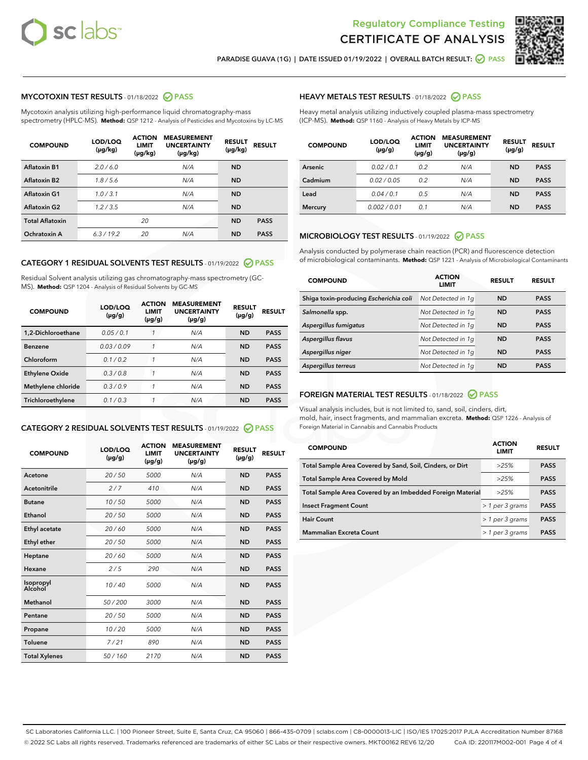Regulatory Compliance Testing

# CERTIFICATE OF ANALYSIS

PARADISE GUAVA (1G) | DATE ISSUED 01/19/2022 | OVERALL BATCH RESULT: PASS

## MYCOTOXIN TEST RESULTS - 01/18/2022 PASS

Mycotoxin analysis utilizing high-performance liquid chromatography-mass spectrometry (HPLC-MS). **Method:** QSP 1212 - Analysis of Pesticides and Mycotoxins by LC-MS

| COMPOUND | LOD/LOQ (μg/kg) | ACTION LIMIT (μg/kg) | MEASUREMENT UNCERTAINTY (μg/kg) | RESULT (μg/kg) | RESULT |
|---|---|---|---|---|---|
| Aflatoxin B1 | 2.0 / 6.0 | | N/A | ND | |
| Aflatoxin B2 | 1.8 / 5.6 | | N/A | ND | |
| Aflatoxin G1 | 1.0 / 3.1 | | N/A | ND | |
| Aflatoxin G2 | 1.2 / 3.5 | | N/A | ND | |
| Total Aflatoxin | | 20 | | ND | PASS |
| Ochratoxin A | 6.3 / 19.2 | 20 | N/A | ND | PASS |

## CATEGORY 1 RESIDUAL SOLVENTS TEST RESULTS - 01/19/2022 PASS

Residual Solvent analysis utilizing gas chromatography-mass spectrometry (GC-MS). **Method:** QSP 1204 - Analysis of Residual Solvents by GC-MS

| COMPOUND | LOD/LOQ (μg/g) | ACTION LIMIT (μg/g) | MEASUREMENT UNCERTAINTY (μg/g) | RESULT (μg/g) | RESULT |
|---|---|---|---|---|---|
| 1,2-Dichloroethane | 0.05 / 0.1 | 1 | N/A | ND | PASS |
| Benzene | 0.03 / 0.09 | 1 | N/A | ND | PASS |
| Chloroform | 0.1 / 0.2 | 1 | N/A | ND | PASS |
| Ethylene Oxide | 0.3 / 0.8 | 1 | N/A | ND | PASS |
| Methylene chloride | 0.3 / 0.9 | 1 | N/A | ND | PASS |
| Trichloroethylene | 0.1 / 0.3 | 1 | N/A | ND | PASS |

## CATEGORY 2 RESIDUAL SOLVENTS TEST RESULTS - 01/19/2022 PASS

| COMPOUND | LOD/LOQ (μg/g) | ACTION LIMIT (μg/g) | MEASUREMENT UNCERTAINTY (μg/g) | RESULT (μg/g) | RESULT |
|---|---|---|---|---|---|
| Acetone | 20 / 50 | 5000 | N/A | ND | PASS |
| Acetonitrile | 2 / 7 | 410 | N/A | ND | PASS |
| Butane | 10 / 50 | 5000 | N/A | ND | PASS |
| Ethanol | 20 / 50 | 5000 | N/A | ND | PASS |
| Ethyl acetate | 20 / 60 | 5000 | N/A | ND | PASS |
| Ethyl ether | 20 / 50 | 5000 | N/A | ND | PASS |
| Heptane | 20 / 60 | 5000 | N/A | ND | PASS |
| Hexane | 2 / 5 | 290 | N/A | ND | PASS |
| Isopropyl Alcohol | 10 / 40 | 5000 | N/A | ND | PASS |
| Methanol | 50 / 200 | 3000 | N/A | ND | PASS |
| Pentane | 20 / 50 | 5000 | N/A | ND | PASS |
| Propane | 10 / 20 | 5000 | N/A | ND | PASS |
| Toluene | 7 / 21 | 890 | N/A | ND | PASS |
| Total Xylenes | 50 / 160 | 2170 | N/A | ND | PASS |

## HEAVY METALS TEST RESULTS - 01/18/2022 PASS

Heavy metal analysis utilizing inductively coupled plasma-mass spectrometry (ICP-MS). **Method:** QSP 1160 - Analysis of Heavy Metals by ICP-MS

| COMPOUND | LOD/LOQ (μg/g) | ACTION LIMIT (μg/g) | MEASUREMENT UNCERTAINTY (μg/g) | RESULT (μg/g) | RESULT |
|---|---|---|---|---|---|
| Arsenic | 0.02 / 0.1 | 0.2 | N/A | ND | PASS |
| Cadmium | 0.02 / 0.05 | 0.2 | N/A | ND | PASS |
| Lead | 0.04 / 0.1 | 0.5 | N/A | ND | PASS |
| Mercury | 0.002 / 0.01 | 0.1 | N/A | ND | PASS |

## MICROBIOLOGY TEST RESULTS - 01/19/2022 PASS

Analysis conducted by polymerase chain reaction (PCR) and fluorescence detection of microbiological contaminants. **Method:** QSP 1221 - Analysis of Microbiological Contaminants

| COMPOUND | ACTION LIMIT | RESULT | RESULT |
|---|---|---|---|
| Shiga toxin-producing *Escherichia coli* | Not Detected in 1g | ND | PASS |
| *Salmonella* spp. | Not Detected in 1g | ND | PASS |
| *Aspergillus fumigatus* | Not Detected in 1g | ND | PASS |
| *Aspergillus flavus* | Not Detected in 1g | ND | PASS |
| *Aspergillus niger* | Not Detected in 1g | ND | PASS |
| *Aspergillus terreus* | Not Detected in 1g | ND | PASS |

## FOREIGN MATERIAL TEST RESULTS - 01/18/2022 PASS

Visual analysis includes, but is not limited to, sand, soil, cinders, dirt, mold, hair, insect fragments, and mammalian excreta. **Method:** QSP 1226 - Analysis of Foreign Material in Cannabis and Cannabis Products

| COMPOUND | ACTION LIMIT | RESULT |
|---|---|---|
| Total Sample Area Covered by Sand, Soil, Cinders, or Dirt | >25% | PASS |
| Total Sample Area Covered by Mold | >25% | PASS |
| Total Sample Area Covered by an Imbedded Foreign Material | >25% | PASS |
| Insect Fragment Count | > 1 per 3 grams | PASS |
| Hair Count | > 1 per 3 grams | PASS |
| Mammalian Excreta Count | > 1 per 3 grams | PASS |

SC Laboratories California LLC. | 100 Pioneer Street, Suite E, Santa Cruz, CA 95060 | 866-435-0709 | sclabs.com | C8-0000013-LIC | ISO/IES 17025:2017 PJLA Accreditation Number 87168
© 2022 SC Labs all rights reserved. Trademarks referenced are trademarks of either SC Labs or their respective owners. MKT00162 REV6 12/20 CoA ID: 220117M002-001